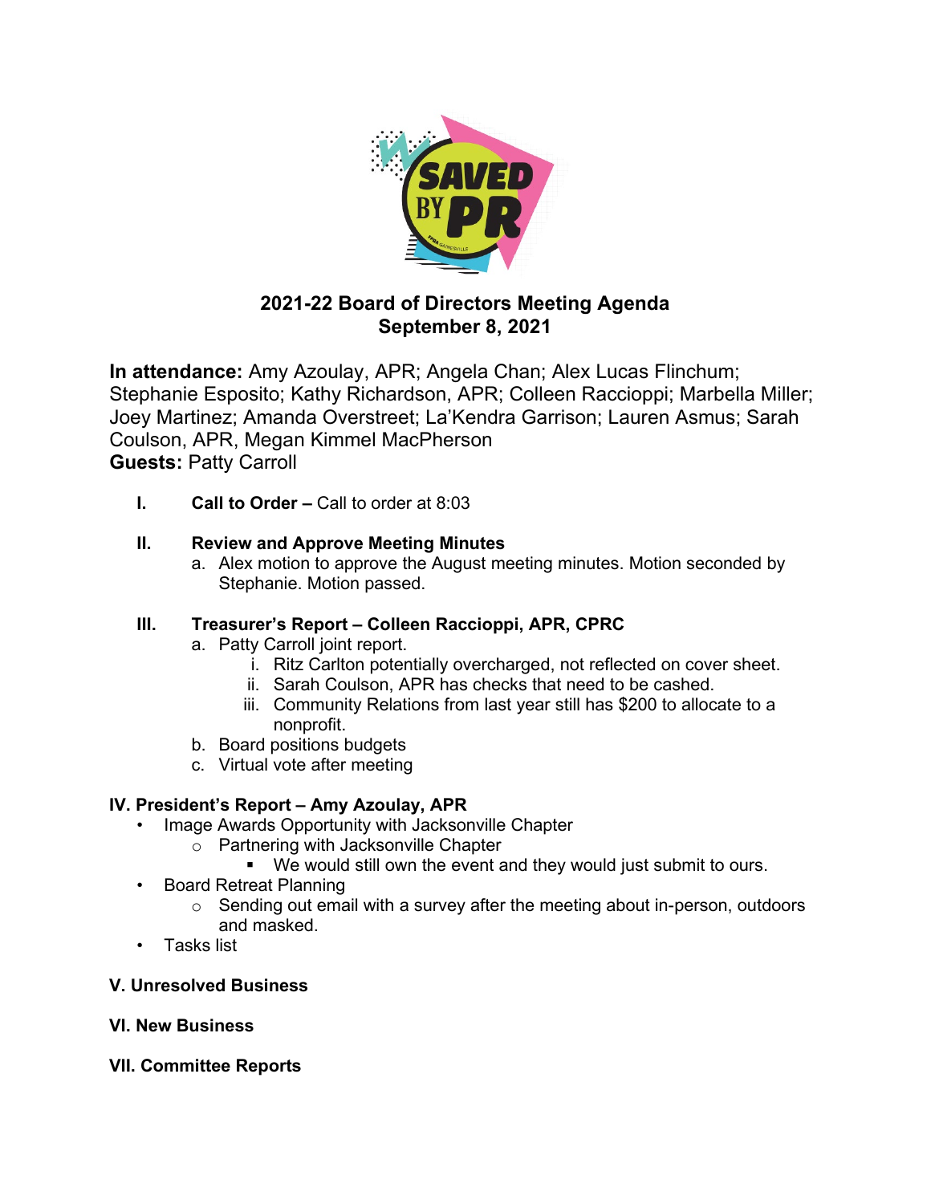# 2021-22 Board of Directors Meeting Agenda
## September 8, 2021

**In attendance:** Amy Azoulay, APR; Angela Chan; Alex Lucas Flinchum; Stephanie Esposito; Kathy Richardson, APR; Colleen Raccioppi; Marbella Miller; Joey Martinez; Amanda Overstreet; La'Kendra Garrison; Lauren Asmus; Sarah Coulson, APR, Megan Kimmel MacPherson
**Guests:** Patty Carroll

**I. Call to Order –** Call to order at 8:03

**II. Review and Approve Meeting Minutes**

a. Alex motion to approve the August meeting minutes. Motion seconded by Stephanie. Motion passed.

**III. Treasurer's Report – Colleen Raccioppi, APR, CPRC**

a. Patty Carroll joint report.
   i. Ritz Carlton potentially overcharged, not reflected on cover sheet.
   ii. Sarah Coulson, APR has checks that need to be cashed.
   iii. Community Relations from last year still has $200 to allocate to a nonprofit.

b. Board positions budgets

c. Virtual vote after meeting

**IV. President's Report – Amy Azoulay, APR**

- Image Awards Opportunity with Jacksonville Chapter
  - Partnering with Jacksonville Chapter
    - We would still own the event and they would just submit to ours.
- Board Retreat Planning
  - Sending out email with a survey after the meeting about in-person, outdoors and masked.
- Tasks list

**V. Unresolved Business**

**VI. New Business**

**VII. Committee Reports**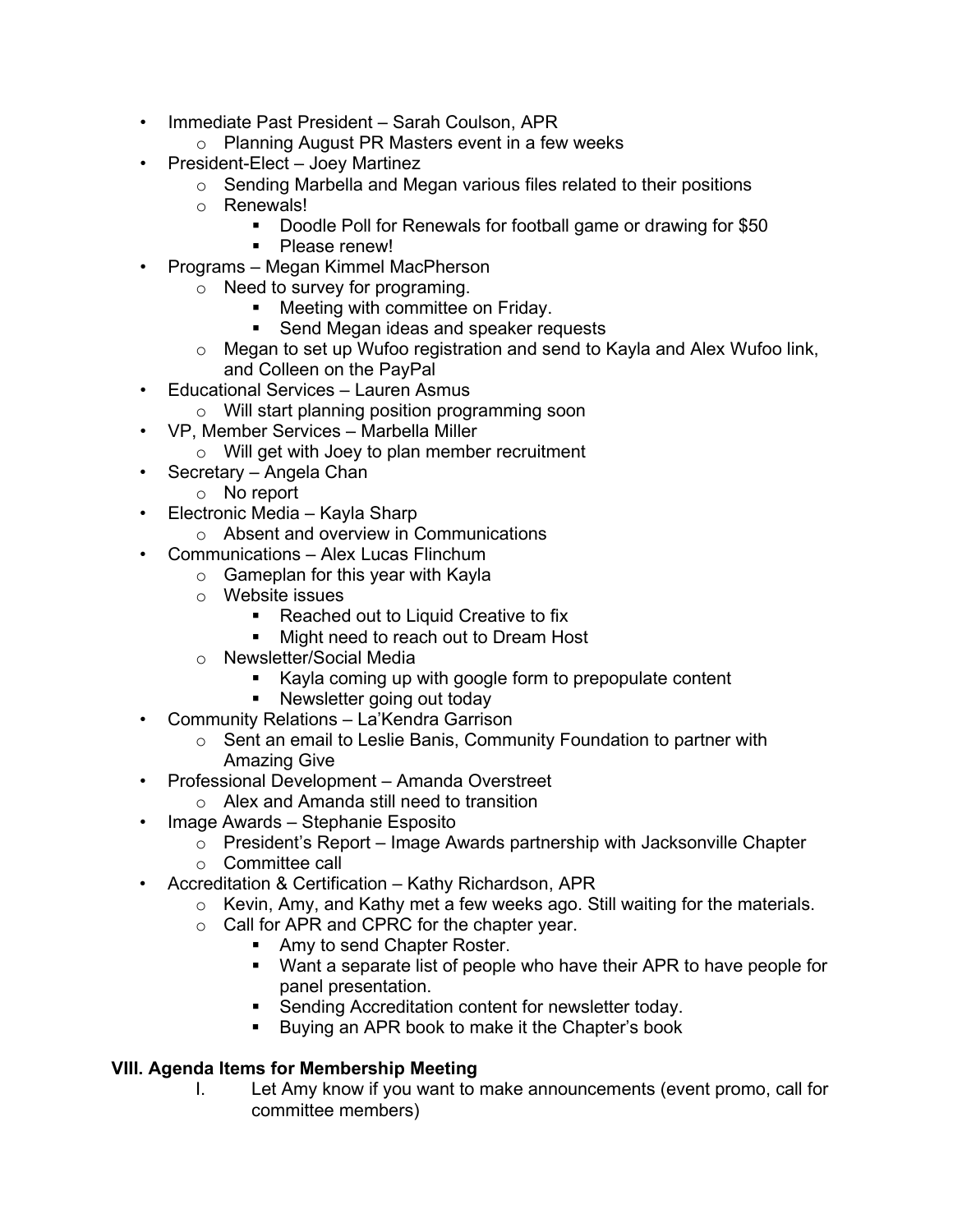- Immediate Past President – Sarah Coulson, APR
    - Planning August PR Masters event in a few weeks
- President-Elect – Joey Martinez
    - Sending Marbella and Megan various files related to their positions
    - Renewals!
        - Doodle Poll for Renewals for football game or drawing for $50
        - Please renew!
- Programs – Megan Kimmel MacPherson
    - Need to survey for programing.
        - Meeting with committee on Friday.
        - Send Megan ideas and speaker requests
    - Megan to set up Wufoo registration and send to Kayla and Alex Wufoo link, and Colleen on the PayPal
- Educational Services – Lauren Asmus
    - Will start planning position programming soon
- VP, Member Services – Marbella Miller
    - Will get with Joey to plan member recruitment
- Secretary – Angela Chan
    - No report
- Electronic Media – Kayla Sharp
    - Absent and overview in Communications
- Communications – Alex Lucas Flinchum
    - Gameplan for this year with Kayla
    - Website issues
        - Reached out to Liquid Creative to fix
        - Might need to reach out to Dream Host
    - Newsletter/Social Media
        - Kayla coming up with google form to prepopulate content
        - Newsletter going out today
- Community Relations – La'Kendra Garrison
    - Sent an email to Leslie Banis, Community Foundation to partner with Amazing Give
- Professional Development – Amanda Overstreet
    - Alex and Amanda still need to transition
- Image Awards – Stephanie Esposito
    - President's Report – Image Awards partnership with Jacksonville Chapter
    - Committee call
- Accreditation & Certification – Kathy Richardson, APR
    - Kevin, Amy, and Kathy met a few weeks ago. Still waiting for the materials.
    - Call for APR and CPRC for the chapter year.
        - Amy to send Chapter Roster.
        - Want a separate list of people who have their APR to have people for panel presentation.
        - Sending Accreditation content for newsletter today.
        - Buying an APR book to make it the Chapter's book

## VIII. Agenda Items for Membership Meeting

I. Let Amy know if you want to make announcements (event promo, call for committee members)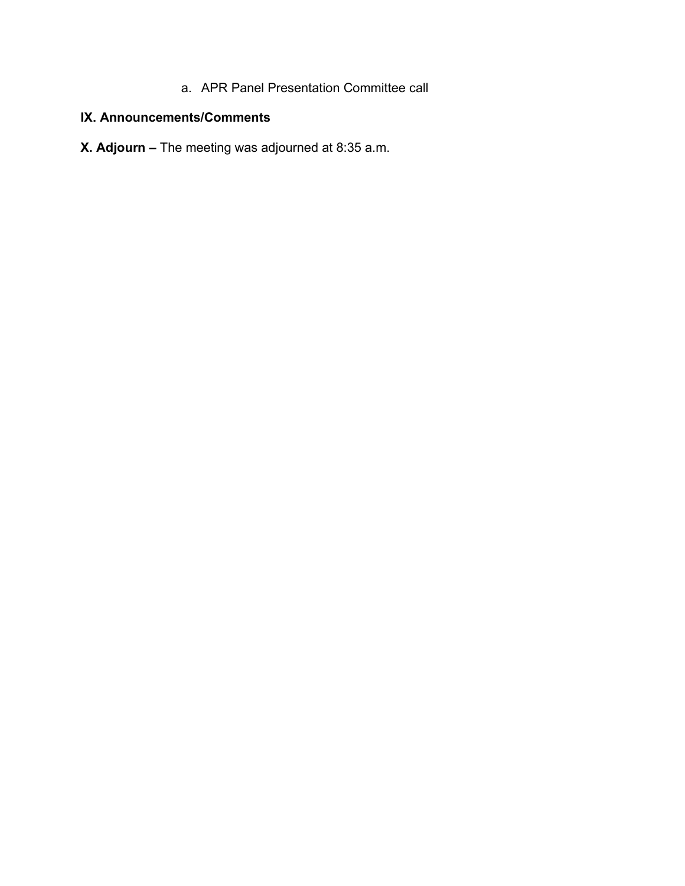a. APR Panel Presentation Committee call

**IX. Announcements/Comments**

**X. Adjourn –** The meeting was adjourned at 8:35 a.m.